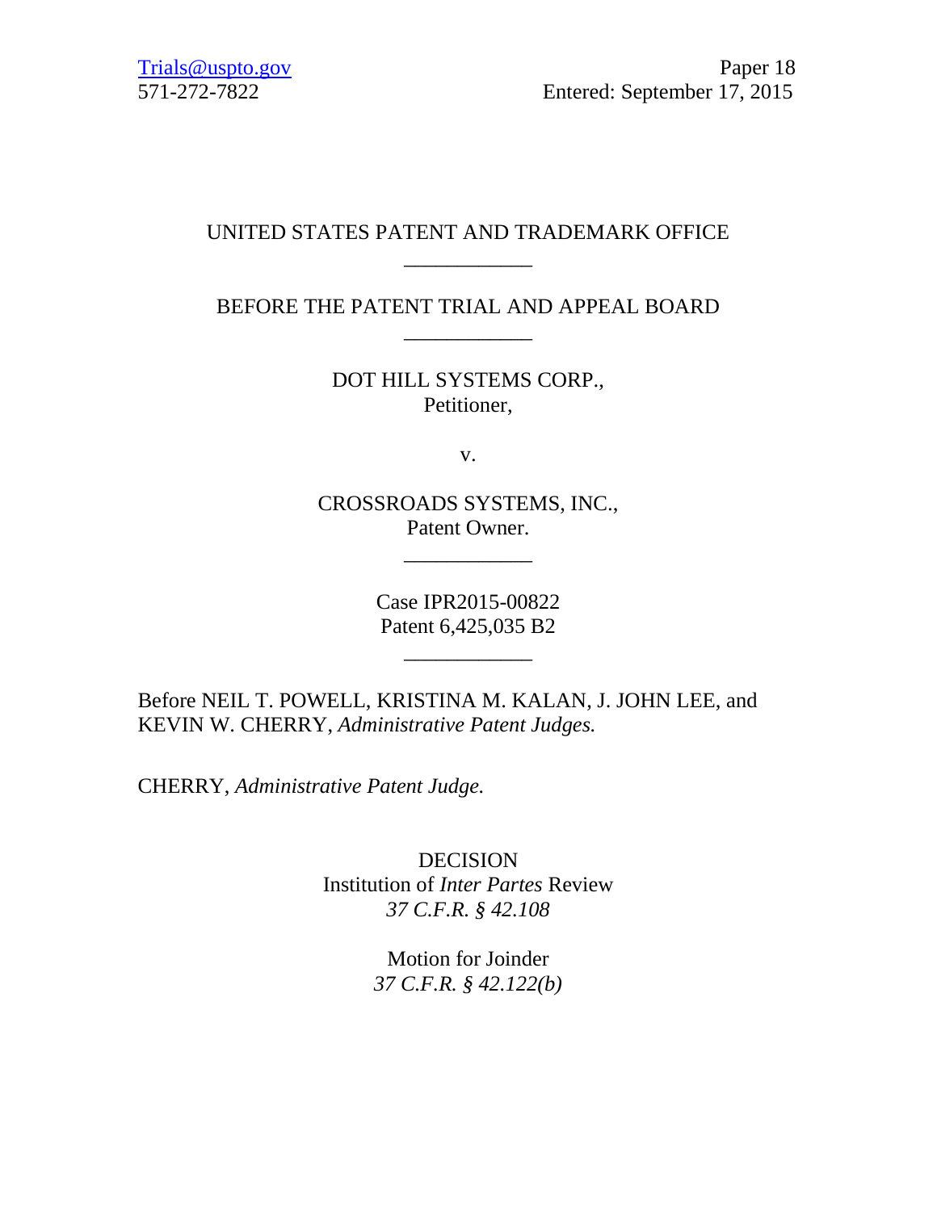Trials@uspto.gov
571-272-7822

Paper 18
Entered: September 17, 2015

UNITED STATES PATENT AND TRADEMARK OFFICE

\_\_\_\_\_\_\_\_\_\_\_\_

BEFORE THE PATENT TRIAL AND APPEAL BOARD

\_\_\_\_\_\_\_\_\_\_\_\_

DOT HILL SYSTEMS CORP.,
Petitioner,

v.

CROSSROADS SYSTEMS, INC.,
Patent Owner.

\_\_\_\_\_\_\_\_\_\_\_\_

Case IPR2015-00822
Patent 6,425,035 B2

\_\_\_\_\_\_\_\_\_\_\_\_

Before NEIL T. POWELL, KRISTINA M. KALAN, J. JOHN LEE, and KEVIN W. CHERRY, *Administrative Patent Judges.*

CHERRY, *Administrative Patent Judge.*

DECISION
Institution of *Inter Partes* Review
*37 C.F.R. § 42.108*

Motion for Joinder
*37 C.F.R. § 42.122(b)*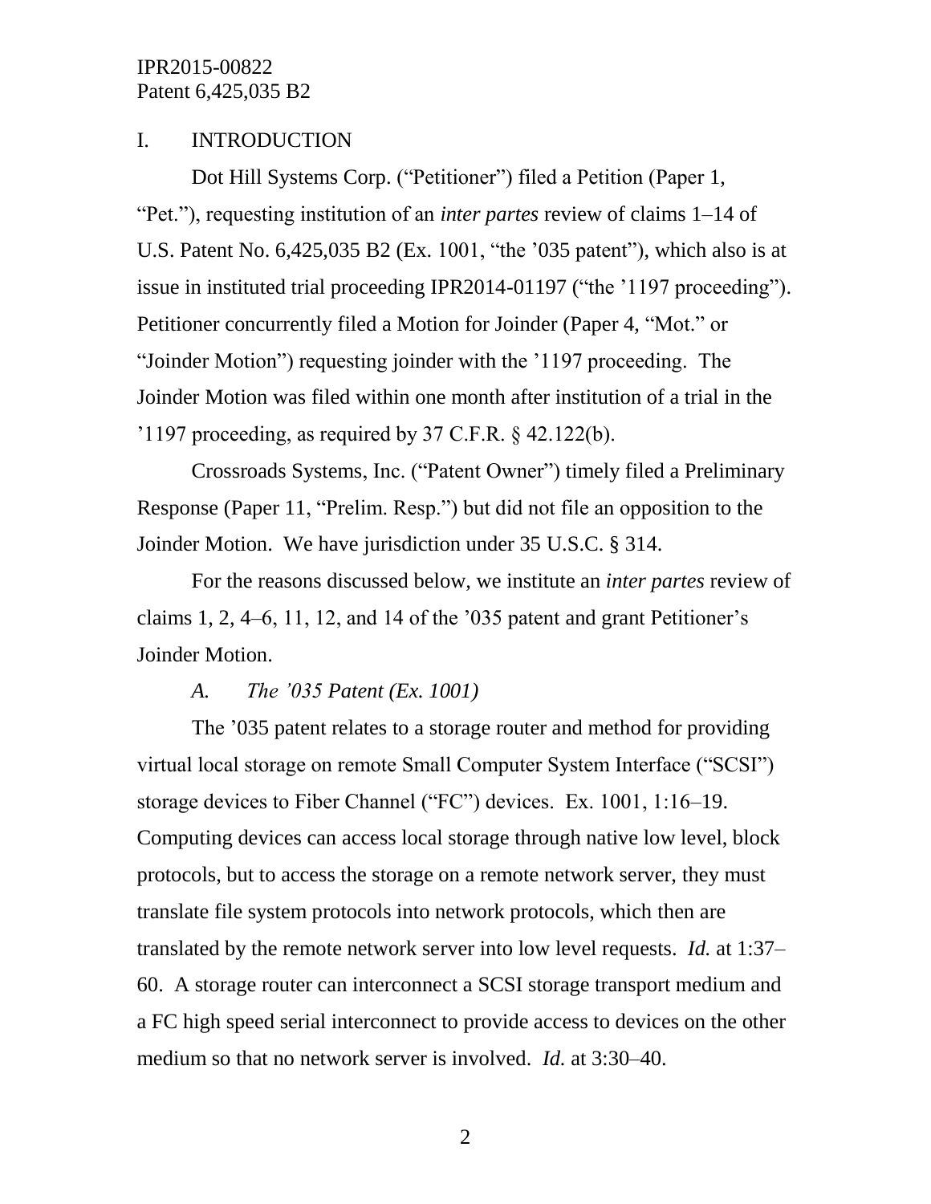## I. INTRODUCTION

Dot Hill Systems Corp. ("Petitioner") filed a Petition (Paper 1, "Pet."), requesting institution of an *inter partes* review of claims 1–14 of U.S. Patent No. 6,425,035 B2 (Ex. 1001, "the '035 patent"), which also is at issue in instituted trial proceeding IPR2014-01197 ("the '1197 proceeding"). Petitioner concurrently filed a Motion for Joinder (Paper 4, "Mot." or "Joinder Motion") requesting joinder with the '1197 proceeding. The Joinder Motion was filed within one month after institution of a trial in the '1197 proceeding, as required by 37 C.F.R. § 42.122(b).

Crossroads Systems, Inc. ("Patent Owner") timely filed a Preliminary Response (Paper 11, "Prelim. Resp.") but did not file an opposition to the Joinder Motion. We have jurisdiction under 35 U.S.C. § 314.

For the reasons discussed below, we institute an *inter partes* review of claims 1, 2, 4–6, 11, 12, and 14 of the '035 patent and grant Petitioner's Joinder Motion.

### *A. The '035 Patent (Ex. 1001)*

The '035 patent relates to a storage router and method for providing virtual local storage on remote Small Computer System Interface ("SCSI") storage devices to Fiber Channel ("FC") devices. Ex. 1001, 1:16–19. Computing devices can access local storage through native low level, block protocols, but to access the storage on a remote network server, they must translate file system protocols into network protocols, which then are translated by the remote network server into low level requests. *Id.* at 1:37–60. A storage router can interconnect a SCSI storage transport medium and a FC high speed serial interconnect to provide access to devices on the other medium so that no network server is involved. *Id.* at 3:30–40.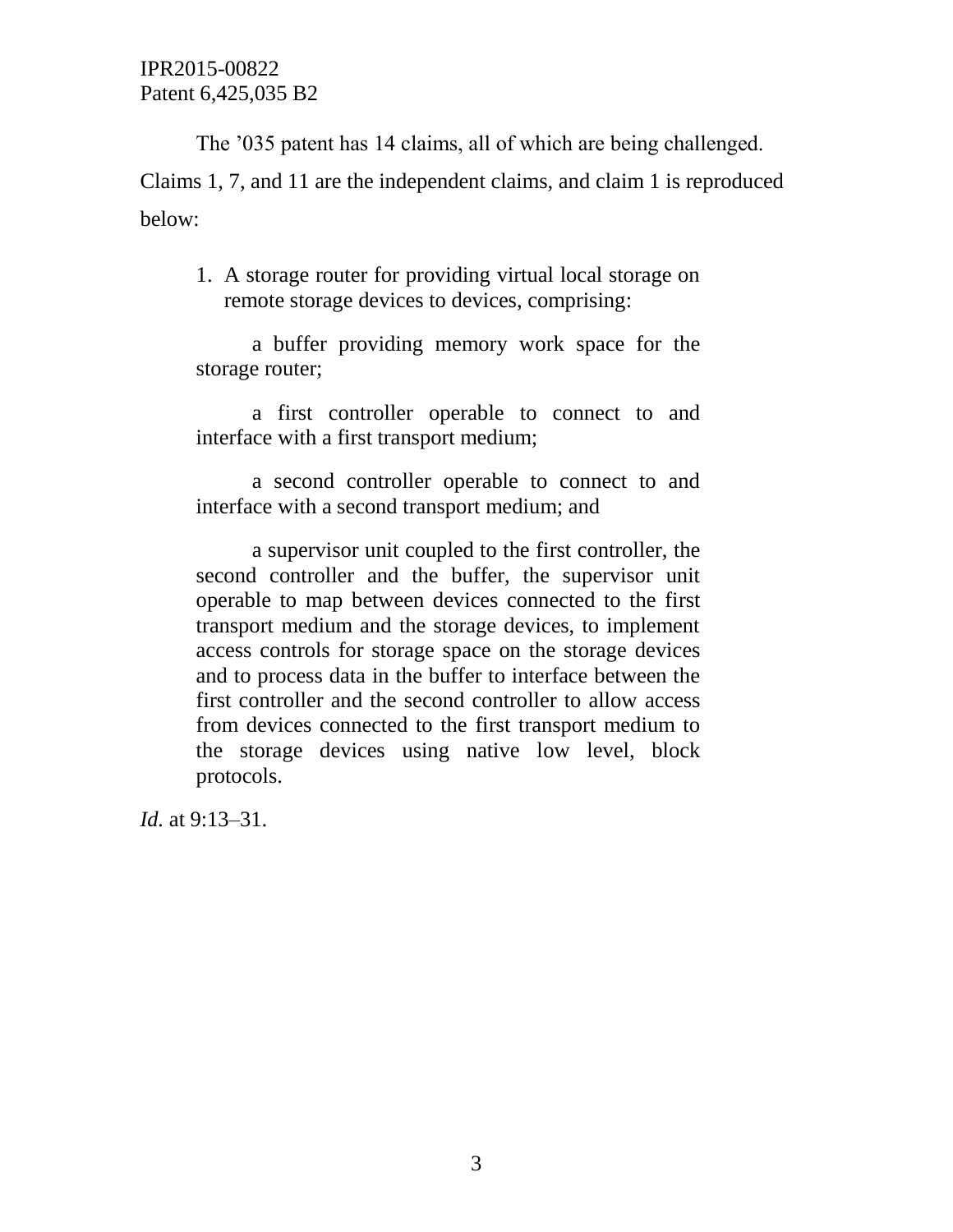The '035 patent has 14 claims, all of which are being challenged. Claims 1, 7, and 11 are the independent claims, and claim 1 is reproduced below:

> 1. A storage router for providing virtual local storage on remote storage devices to devices, comprising:
>
> a buffer providing memory work space for the storage router;
>
> a first controller operable to connect to and interface with a first transport medium;
>
> a second controller operable to connect to and interface with a second transport medium; and
>
> a supervisor unit coupled to the first controller, the second controller and the buffer, the supervisor unit operable to map between devices connected to the first transport medium and the storage devices, to implement access controls for storage space on the storage devices and to process data in the buffer to interface between the first controller and the second controller to allow access from devices connected to the first transport medium to the storage devices using native low level, block protocols.

*Id.* at 9:13–31.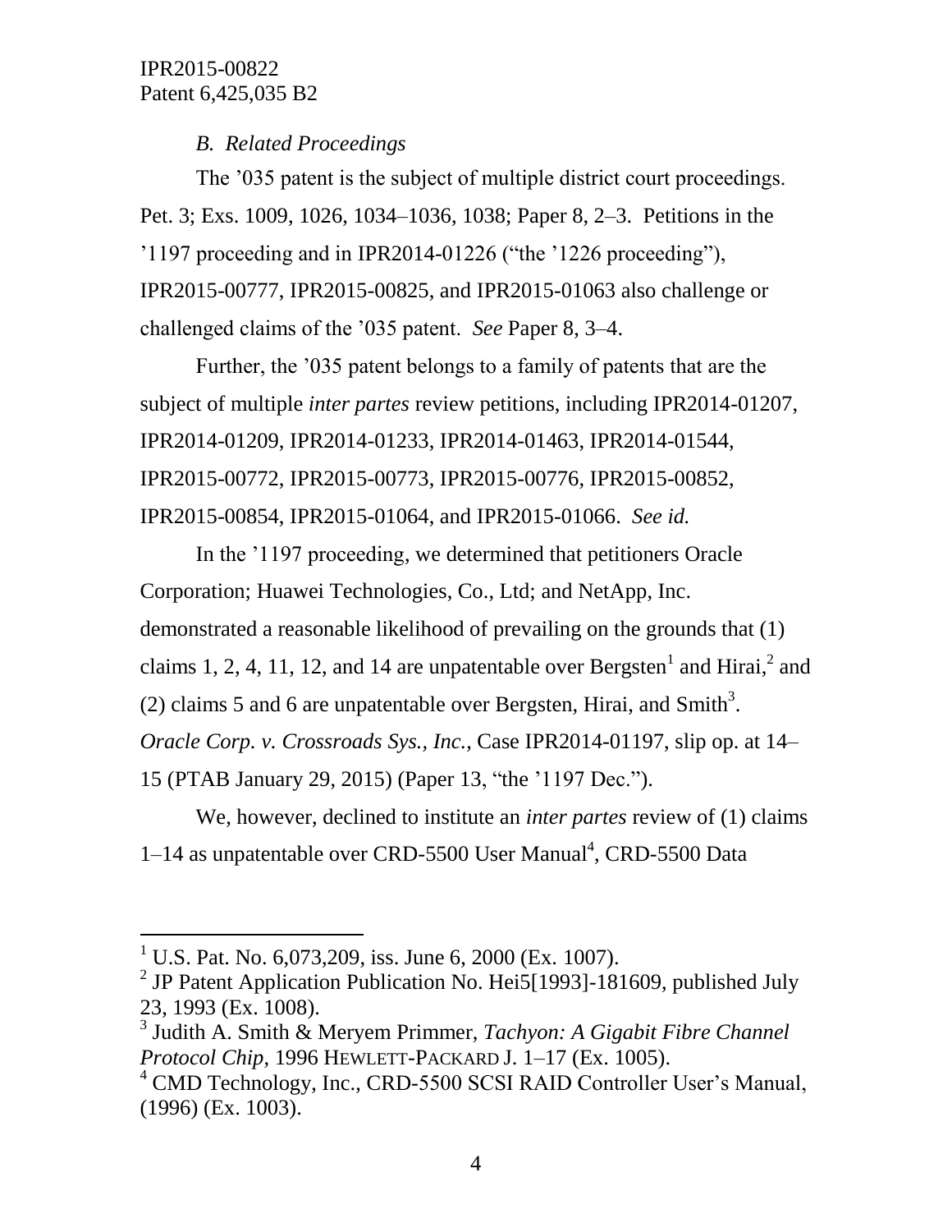### *B. Related Proceedings*

The ’035 patent is the subject of multiple district court proceedings. Pet. 3; Exs. 1009, 1026, 1034–1036, 1038; Paper 8, 2–3. Petitions in the ’1197 proceeding and in IPR2014-01226 (“the ’1226 proceeding”), IPR2015-00777, IPR2015-00825, and IPR2015-01063 also challenge or challenged claims of the ’035 patent. *See* Paper 8, 3–4.

Further, the ’035 patent belongs to a family of patents that are the subject of multiple *inter partes* review petitions, including IPR2014-01207, IPR2014-01209, IPR2014-01233, IPR2014-01463, IPR2014-01544, IPR2015-00772, IPR2015-00773, IPR2015-00776, IPR2015-00852, IPR2015-00854, IPR2015-01064, and IPR2015-01066. *See id.*

In the ’1197 proceeding, we determined that petitioners Oracle Corporation; Huawei Technologies, Co., Ltd; and NetApp, Inc. demonstrated a reasonable likelihood of prevailing on the grounds that (1) claims 1, 2, 4, 11, 12, and 14 are unpatentable over Bergsten[1] and Hirai,[2] and (2) claims 5 and 6 are unpatentable over Bergsten, Hirai, and Smith[3]. *Oracle Corp. v. Crossroads Sys., Inc.*, Case IPR2014-01197, slip op. at 14–15 (PTAB January 29, 2015) (Paper 13, “the ’1197 Dec.”).

We, however, declined to institute an *inter partes* review of (1) claims 1–14 as unpatentable over CRD-5500 User Manual[4], CRD-5500 Data

---

[1] U.S. Pat. No. 6,073,209, iss. June 6, 2000 (Ex. 1007).

[2] JP Patent Application Publication No. Hei5[1993]-181609, published July 23, 1993 (Ex. 1008).

[3] Judith A. Smith & Meryem Primmer, *Tachyon: A Gigabit Fibre Channel Protocol Chip*, 1996 HEWLETT-PACKARD J. 1–17 (Ex. 1005).

[4] CMD Technology, Inc., CRD-5500 SCSI RAID Controller User’s Manual, (1996) (Ex. 1003).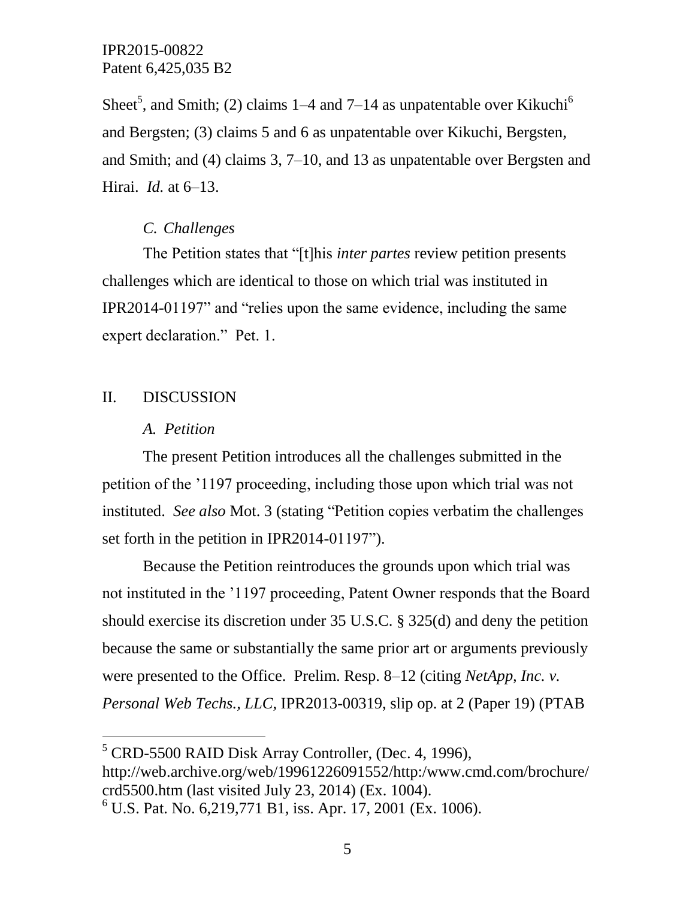Sheet[5], and Smith; (2) claims 1–4 and 7–14 as unpatentable over Kikuchi[6] and Bergsten; (3) claims 5 and 6 as unpatentable over Kikuchi, Bergsten, and Smith; and (4) claims 3, 7–10, and 13 as unpatentable over Bergsten and Hirai. *Id.* at 6–13.

### *C. Challenges*

The Petition states that "[t]his *inter partes* review petition presents challenges which are identical to those on which trial was instituted in IPR2014-01197" and "relies upon the same evidence, including the same expert declaration." Pet. 1.

## II. DISCUSSION

### *A. Petition*

The present Petition introduces all the challenges submitted in the petition of the '1197 proceeding, including those upon which trial was not instituted. *See also* Mot. 3 (stating "Petition copies verbatim the challenges set forth in the petition in IPR2014-01197").

Because the Petition reintroduces the grounds upon which trial was not instituted in the '1197 proceeding, Patent Owner responds that the Board should exercise its discretion under 35 U.S.C. § 325(d) and deny the petition because the same or substantially the same prior art or arguments previously were presented to the Office. Prelim. Resp. 8–12 (citing *NetApp, Inc. v. Personal Web Techs., LLC*, IPR2013-00319, slip op. at 2 (Paper 19) (PTAB

---

[5] CRD-5500 RAID Disk Array Controller, (Dec. 4, 1996), http://web.archive.org/web/19961226091552/http:/www.cmd.com/brochure/crd5500.htm (last visited July 23, 2014) (Ex. 1004).

[6] U.S. Pat. No. 6,219,771 B1, iss. Apr. 17, 2001 (Ex. 1006).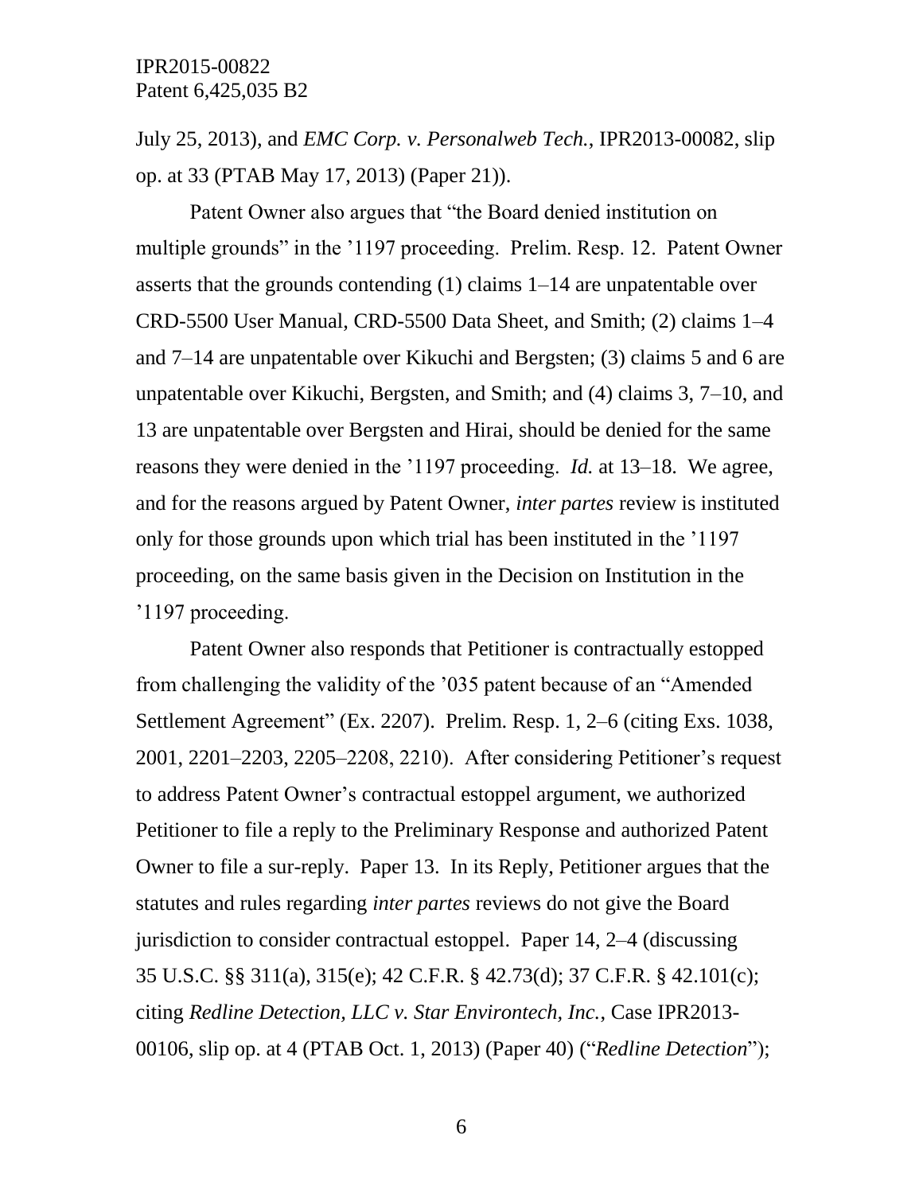July 25, 2013), and *EMC Corp. v. Personalweb Tech.*, IPR2013-00082, slip op. at 33 (PTAB May 17, 2013) (Paper 21)).

Patent Owner also argues that "the Board denied institution on multiple grounds" in the '1197 proceeding. Prelim. Resp. 12. Patent Owner asserts that the grounds contending (1) claims 1–14 are unpatentable over CRD-5500 User Manual, CRD-5500 Data Sheet, and Smith; (2) claims 1–4 and 7–14 are unpatentable over Kikuchi and Bergsten; (3) claims 5 and 6 are unpatentable over Kikuchi, Bergsten, and Smith; and (4) claims 3, 7–10, and 13 are unpatentable over Bergsten and Hirai, should be denied for the same reasons they were denied in the '1197 proceeding. *Id.* at 13–18. We agree, and for the reasons argued by Patent Owner, *inter partes* review is instituted only for those grounds upon which trial has been instituted in the '1197 proceeding, on the same basis given in the Decision on Institution in the '1197 proceeding.

Patent Owner also responds that Petitioner is contractually estopped from challenging the validity of the '035 patent because of an "Amended Settlement Agreement" (Ex. 2207). Prelim. Resp. 1, 2–6 (citing Exs. 1038, 2001, 2201–2203, 2205–2208, 2210). After considering Petitioner's request to address Patent Owner's contractual estoppel argument, we authorized Petitioner to file a reply to the Preliminary Response and authorized Patent Owner to file a sur-reply. Paper 13. In its Reply, Petitioner argues that the statutes and rules regarding *inter partes* reviews do not give the Board jurisdiction to consider contractual estoppel. Paper 14, 2–4 (discussing 35 U.S.C. §§ 311(a), 315(e); 42 C.F.R. § 42.73(d); 37 C.F.R. § 42.101(c); citing *Redline Detection, LLC v. Star Environtech, Inc.*, Case IPR2013-00106, slip op. at 4 (PTAB Oct. 1, 2013) (Paper 40) ("*Redline Detection*");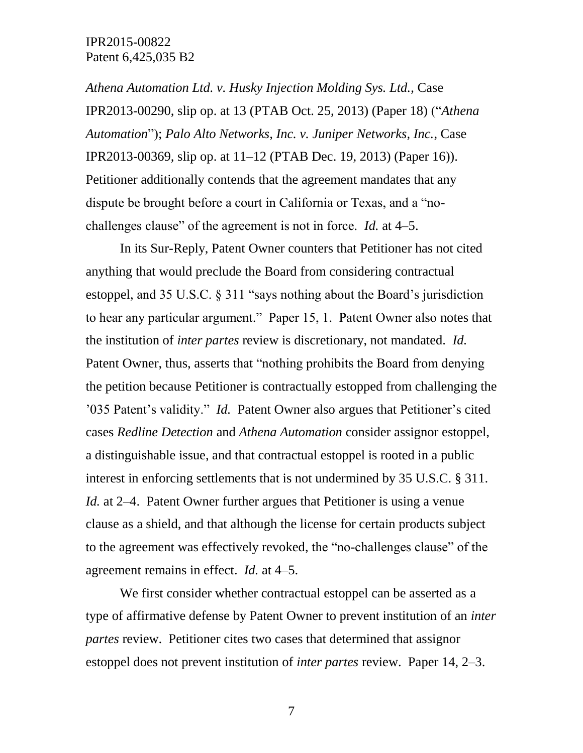*Athena Automation Ltd. v. Husky Injection Molding Sys. Ltd.*, Case IPR2013-00290, slip op. at 13 (PTAB Oct. 25, 2013) (Paper 18) ("*Athena Automation*"); *Palo Alto Networks, Inc. v. Juniper Networks, Inc.*, Case IPR2013-00369, slip op. at 11–12 (PTAB Dec. 19, 2013) (Paper 16)). Petitioner additionally contends that the agreement mandates that any dispute be brought before a court in California or Texas, and a "no-challenges clause" of the agreement is not in force. *Id.* at 4–5.

In its Sur-Reply, Patent Owner counters that Petitioner has not cited anything that would preclude the Board from considering contractual estoppel, and 35 U.S.C. § 311 "says nothing about the Board's jurisdiction to hear any particular argument." Paper 15, 1. Patent Owner also notes that the institution of *inter partes* review is discretionary, not mandated. *Id.* Patent Owner, thus, asserts that "nothing prohibits the Board from denying the petition because Petitioner is contractually estopped from challenging the '035 Patent's validity." *Id.* Patent Owner also argues that Petitioner's cited cases *Redline Detection* and *Athena Automation* consider assignor estoppel, a distinguishable issue, and that contractual estoppel is rooted in a public interest in enforcing settlements that is not undermined by 35 U.S.C. § 311. *Id.* at 2–4. Patent Owner further argues that Petitioner is using a venue clause as a shield, and that although the license for certain products subject to the agreement was effectively revoked, the "no-challenges clause" of the agreement remains in effect. *Id.* at 4–5.

We first consider whether contractual estoppel can be asserted as a type of affirmative defense by Patent Owner to prevent institution of an *inter partes* review. Petitioner cites two cases that determined that assignor estoppel does not prevent institution of *inter partes* review. Paper 14, 2–3.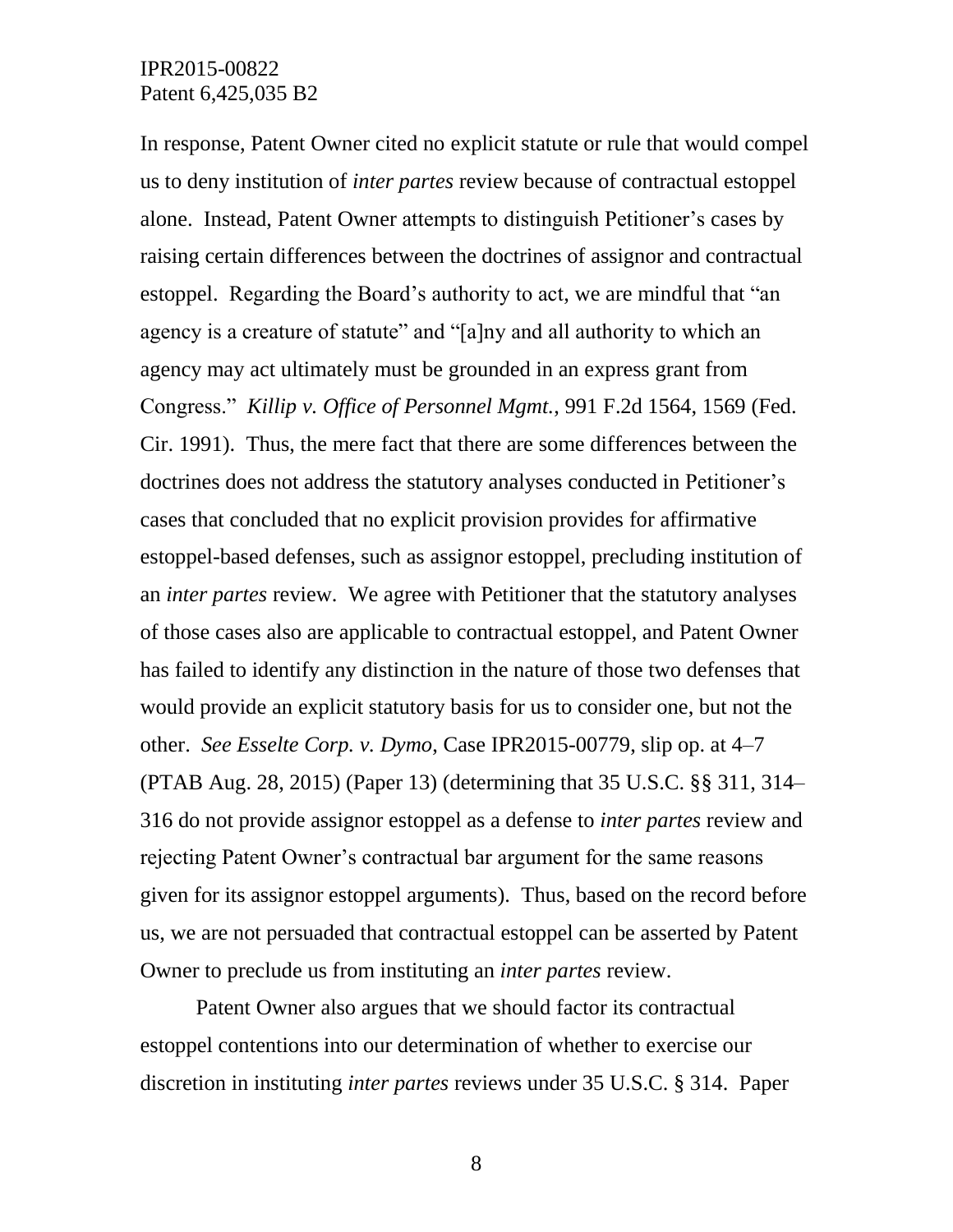In response, Patent Owner cited no explicit statute or rule that would compel us to deny institution of *inter partes* review because of contractual estoppel alone. Instead, Patent Owner attempts to distinguish Petitioner's cases by raising certain differences between the doctrines of assignor and contractual estoppel. Regarding the Board's authority to act, we are mindful that "an agency is a creature of statute" and "[a]ny and all authority to which an agency may act ultimately must be grounded in an express grant from Congress." *Killip v. Office of Personnel Mgmt.*, 991 F.2d 1564, 1569 (Fed. Cir. 1991). Thus, the mere fact that there are some differences between the doctrines does not address the statutory analyses conducted in Petitioner's cases that concluded that no explicit provision provides for affirmative estoppel-based defenses, such as assignor estoppel, precluding institution of an *inter partes* review. We agree with Petitioner that the statutory analyses of those cases also are applicable to contractual estoppel, and Patent Owner has failed to identify any distinction in the nature of those two defenses that would provide an explicit statutory basis for us to consider one, but not the other. *See Esselte Corp. v. Dymo*, Case IPR2015-00779, slip op. at 4–7 (PTAB Aug. 28, 2015) (Paper 13) (determining that 35 U.S.C. §§ 311, 314–316 do not provide assignor estoppel as a defense to *inter partes* review and rejecting Patent Owner's contractual bar argument for the same reasons given for its assignor estoppel arguments). Thus, based on the record before us, we are not persuaded that contractual estoppel can be asserted by Patent Owner to preclude us from instituting an *inter partes* review.

Patent Owner also argues that we should factor its contractual estoppel contentions into our determination of whether to exercise our discretion in instituting *inter partes* reviews under 35 U.S.C. § 314. Paper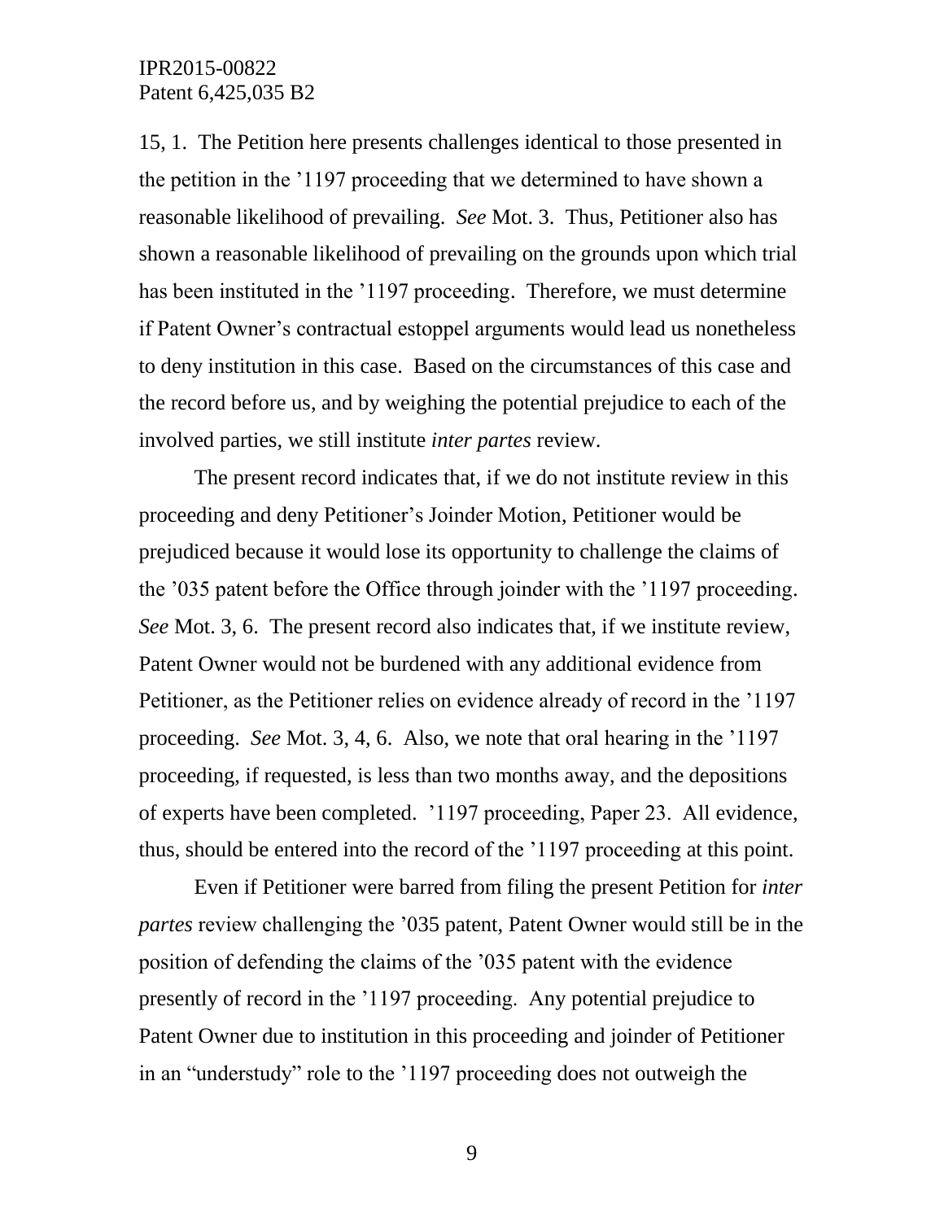15, 1. The Petition here presents challenges identical to those presented in the petition in the '1197 proceeding that we determined to have shown a reasonable likelihood of prevailing. *See* Mot. 3. Thus, Petitioner also has shown a reasonable likelihood of prevailing on the grounds upon which trial has been instituted in the '1197 proceeding. Therefore, we must determine if Patent Owner's contractual estoppel arguments would lead us nonetheless to deny institution in this case. Based on the circumstances of this case and the record before us, and by weighing the potential prejudice to each of the involved parties, we still institute *inter partes* review.

The present record indicates that, if we do not institute review in this proceeding and deny Petitioner's Joinder Motion, Petitioner would be prejudiced because it would lose its opportunity to challenge the claims of the '035 patent before the Office through joinder with the '1197 proceeding. *See* Mot. 3, 6. The present record also indicates that, if we institute review, Patent Owner would not be burdened with any additional evidence from Petitioner, as the Petitioner relies on evidence already of record in the '1197 proceeding. *See* Mot. 3, 4, 6. Also, we note that oral hearing in the '1197 proceeding, if requested, is less than two months away, and the depositions of experts have been completed. '1197 proceeding, Paper 23. All evidence, thus, should be entered into the record of the '1197 proceeding at this point.

Even if Petitioner were barred from filing the present Petition for *inter partes* review challenging the '035 patent, Patent Owner would still be in the position of defending the claims of the '035 patent with the evidence presently of record in the '1197 proceeding. Any potential prejudice to Patent Owner due to institution in this proceeding and joinder of Petitioner in an "understudy" role to the '1197 proceeding does not outweigh the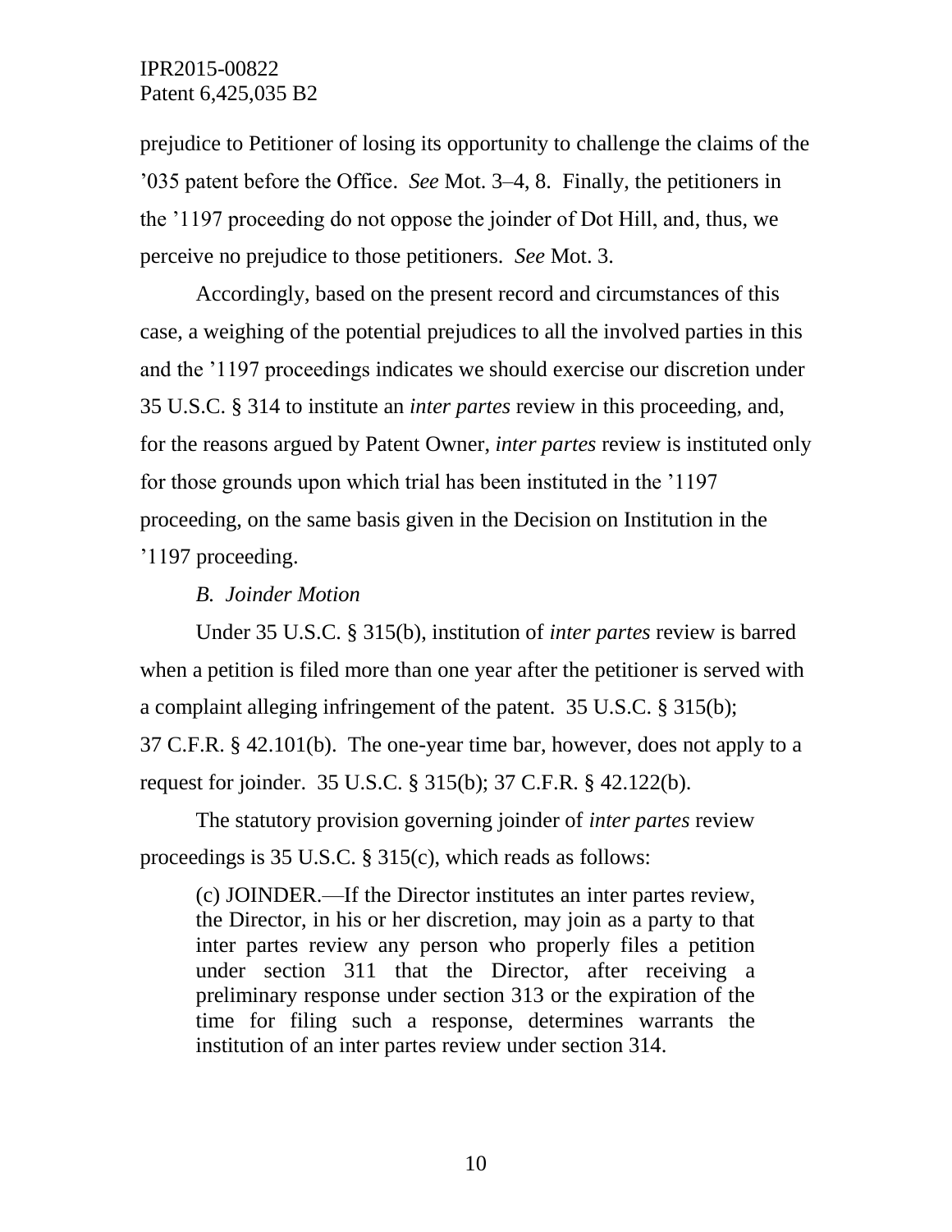prejudice to Petitioner of losing its opportunity to challenge the claims of the '035 patent before the Office. *See* Mot. 3–4, 8. Finally, the petitioners in the '1197 proceeding do not oppose the joinder of Dot Hill, and, thus, we perceive no prejudice to those petitioners. *See* Mot. 3.

Accordingly, based on the present record and circumstances of this case, a weighing of the potential prejudices to all the involved parties in this and the '1197 proceedings indicates we should exercise our discretion under 35 U.S.C. § 314 to institute an *inter partes* review in this proceeding, and, for the reasons argued by Patent Owner, *inter partes* review is instituted only for those grounds upon which trial has been instituted in the '1197 proceeding, on the same basis given in the Decision on Institution in the '1197 proceeding.

### *B. Joinder Motion*

Under 35 U.S.C. § 315(b), institution of *inter partes* review is barred when a petition is filed more than one year after the petitioner is served with a complaint alleging infringement of the patent. 35 U.S.C. § 315(b); 37 C.F.R. § 42.101(b). The one-year time bar, however, does not apply to a request for joinder. 35 U.S.C. § 315(b); 37 C.F.R. § 42.122(b).

The statutory provision governing joinder of *inter partes* review proceedings is 35 U.S.C. § 315(c), which reads as follows:

> (c) JOINDER.—If the Director institutes an inter partes review, the Director, in his or her discretion, may join as a party to that inter partes review any person who properly files a petition under section 311 that the Director, after receiving a preliminary response under section 313 or the expiration of the time for filing such a response, determines warrants the institution of an inter partes review under section 314.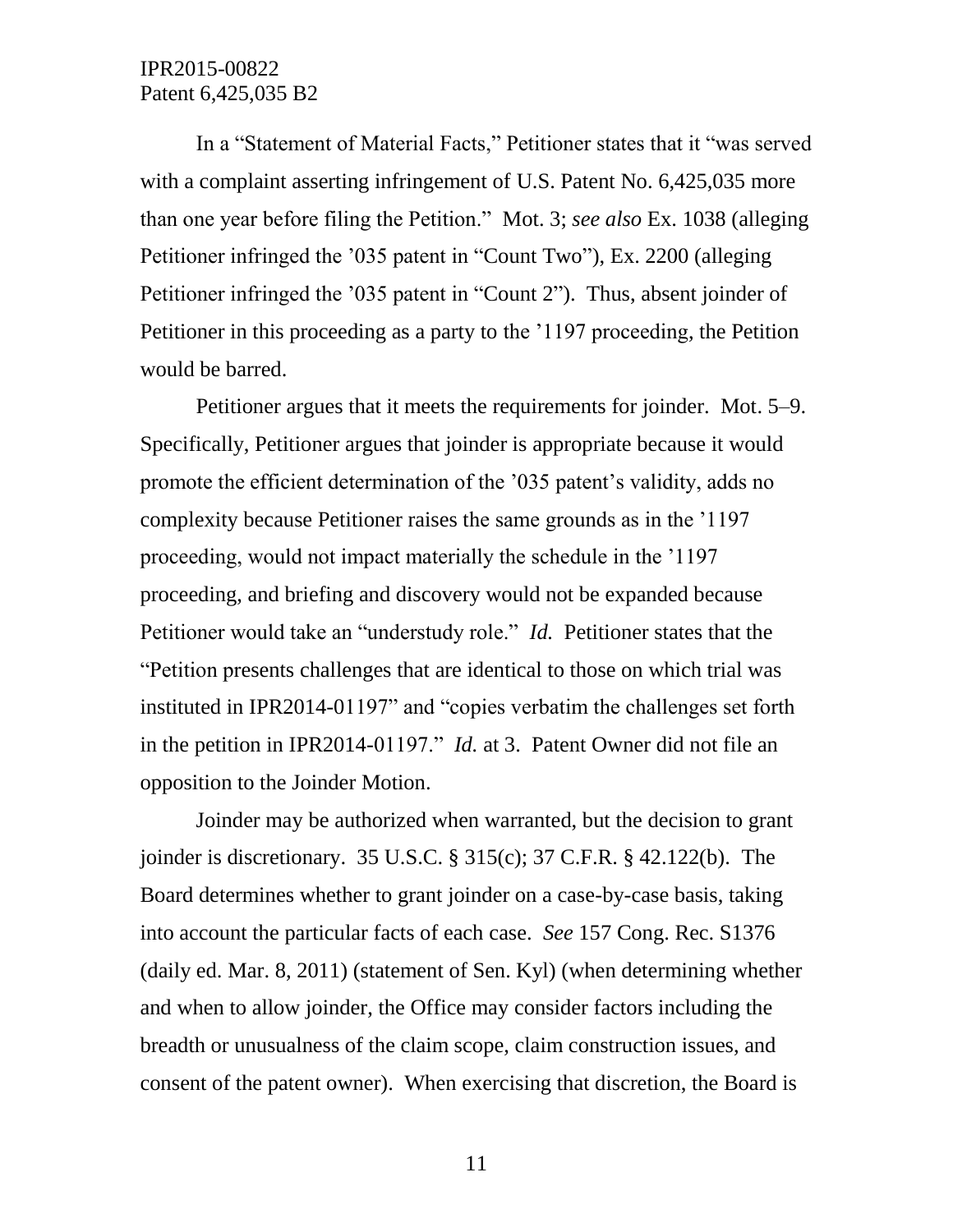In a "Statement of Material Facts," Petitioner states that it "was served with a complaint asserting infringement of U.S. Patent No. 6,425,035 more than one year before filing the Petition." Mot. 3; *see also* Ex. 1038 (alleging Petitioner infringed the '035 patent in "Count Two"), Ex. 2200 (alleging Petitioner infringed the '035 patent in "Count 2"). Thus, absent joinder of Petitioner in this proceeding as a party to the '1197 proceeding, the Petition would be barred.

Petitioner argues that it meets the requirements for joinder. Mot. 5–9. Specifically, Petitioner argues that joinder is appropriate because it would promote the efficient determination of the '035 patent's validity, adds no complexity because Petitioner raises the same grounds as in the '1197 proceeding, would not impact materially the schedule in the '1197 proceeding, and briefing and discovery would not be expanded because Petitioner would take an "understudy role." *Id.* Petitioner states that the "Petition presents challenges that are identical to those on which trial was instituted in IPR2014-01197" and "copies verbatim the challenges set forth in the petition in IPR2014-01197." *Id.* at 3. Patent Owner did not file an opposition to the Joinder Motion.

Joinder may be authorized when warranted, but the decision to grant joinder is discretionary. 35 U.S.C. § 315(c); 37 C.F.R. § 42.122(b). The Board determines whether to grant joinder on a case-by-case basis, taking into account the particular facts of each case. *See* 157 Cong. Rec. S1376 (daily ed. Mar. 8, 2011) (statement of Sen. Kyl) (when determining whether and when to allow joinder, the Office may consider factors including the breadth or unusualness of the claim scope, claim construction issues, and consent of the patent owner). When exercising that discretion, the Board is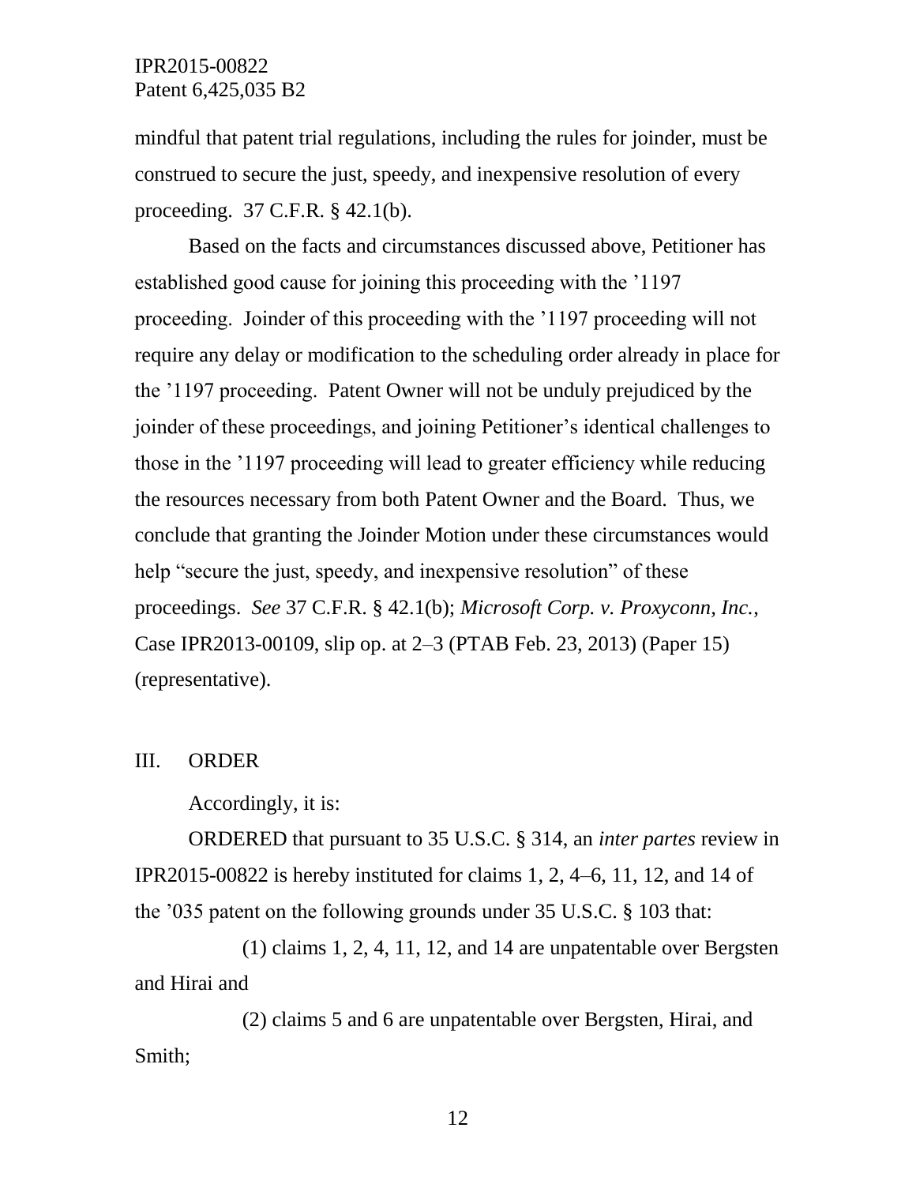mindful that patent trial regulations, including the rules for joinder, must be construed to secure the just, speedy, and inexpensive resolution of every proceeding. 37 C.F.R. § 42.1(b).

Based on the facts and circumstances discussed above, Petitioner has established good cause for joining this proceeding with the ’1197 proceeding. Joinder of this proceeding with the ’1197 proceeding will not require any delay or modification to the scheduling order already in place for the ’1197 proceeding. Patent Owner will not be unduly prejudiced by the joinder of these proceedings, and joining Petitioner’s identical challenges to those in the ’1197 proceeding will lead to greater efficiency while reducing the resources necessary from both Patent Owner and the Board. Thus, we conclude that granting the Joinder Motion under these circumstances would help “secure the just, speedy, and inexpensive resolution” of these proceedings. *See* 37 C.F.R. § 42.1(b); *Microsoft Corp. v. Proxyconn, Inc.*, Case IPR2013-00109, slip op. at 2–3 (PTAB Feb. 23, 2013) (Paper 15) (representative).

## III. ORDER

Accordingly, it is:

ORDERED that pursuant to 35 U.S.C. § 314, an *inter partes* review in IPR2015-00822 is hereby instituted for claims 1, 2, 4–6, 11, 12, and 14 of the ’035 patent on the following grounds under 35 U.S.C. § 103 that:

(1) claims 1, 2, 4, 11, 12, and 14 are unpatentable over Bergsten and Hirai and

(2) claims 5 and 6 are unpatentable over Bergsten, Hirai, and Smith;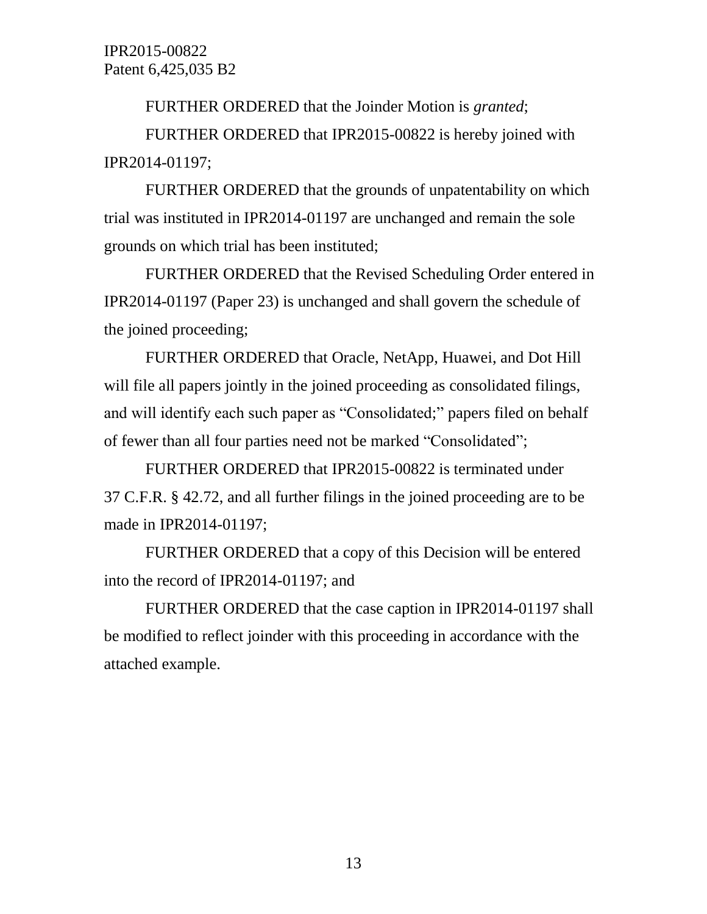FURTHER ORDERED that the Joinder Motion is *granted*;

FURTHER ORDERED that IPR2015-00822 is hereby joined with IPR2014-01197;

FURTHER ORDERED that the grounds of unpatentability on which trial was instituted in IPR2014-01197 are unchanged and remain the sole grounds on which trial has been instituted;

FURTHER ORDERED that the Revised Scheduling Order entered in IPR2014-01197 (Paper 23) is unchanged and shall govern the schedule of the joined proceeding;

FURTHER ORDERED that Oracle, NetApp, Huawei, and Dot Hill will file all papers jointly in the joined proceeding as consolidated filings, and will identify each such paper as "Consolidated;" papers filed on behalf of fewer than all four parties need not be marked "Consolidated";

FURTHER ORDERED that IPR2015-00822 is terminated under 37 C.F.R. § 42.72, and all further filings in the joined proceeding are to be made in IPR2014-01197;

FURTHER ORDERED that a copy of this Decision will be entered into the record of IPR2014-01197; and

FURTHER ORDERED that the case caption in IPR2014-01197 shall be modified to reflect joinder with this proceeding in accordance with the attached example.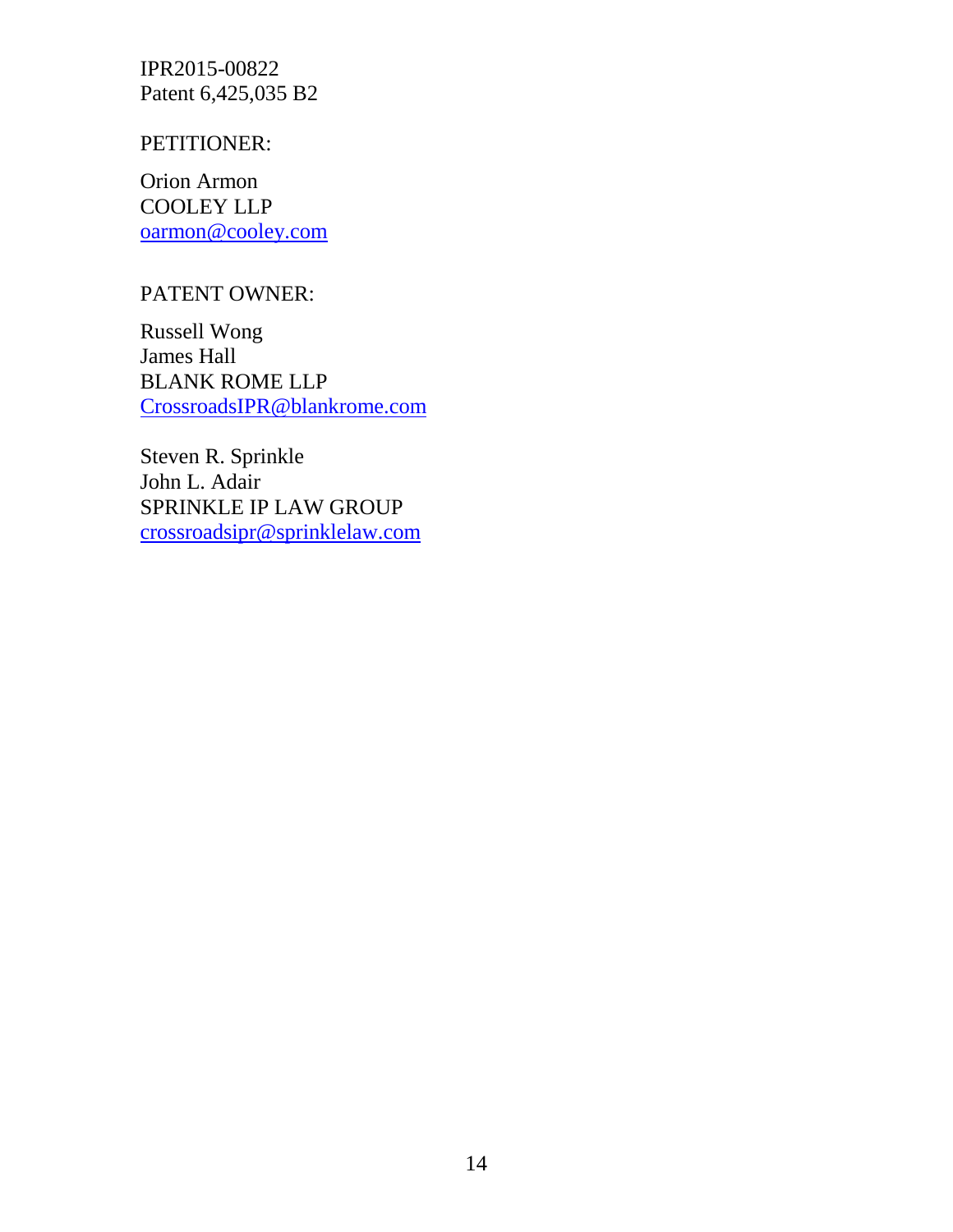IPR2015-00822
Patent 6,425,035 B2

PETITIONER:

Orion Armon
COOLEY LLP
oarmon@cooley.com

PATENT OWNER:

Russell Wong
James Hall
BLANK ROME LLP
CrossroadsIPR@blankrome.com

Steven R. Sprinkle
John L. Adair
SPRINKLE IP LAW GROUP
crossroadsipr@sprinklelaw.com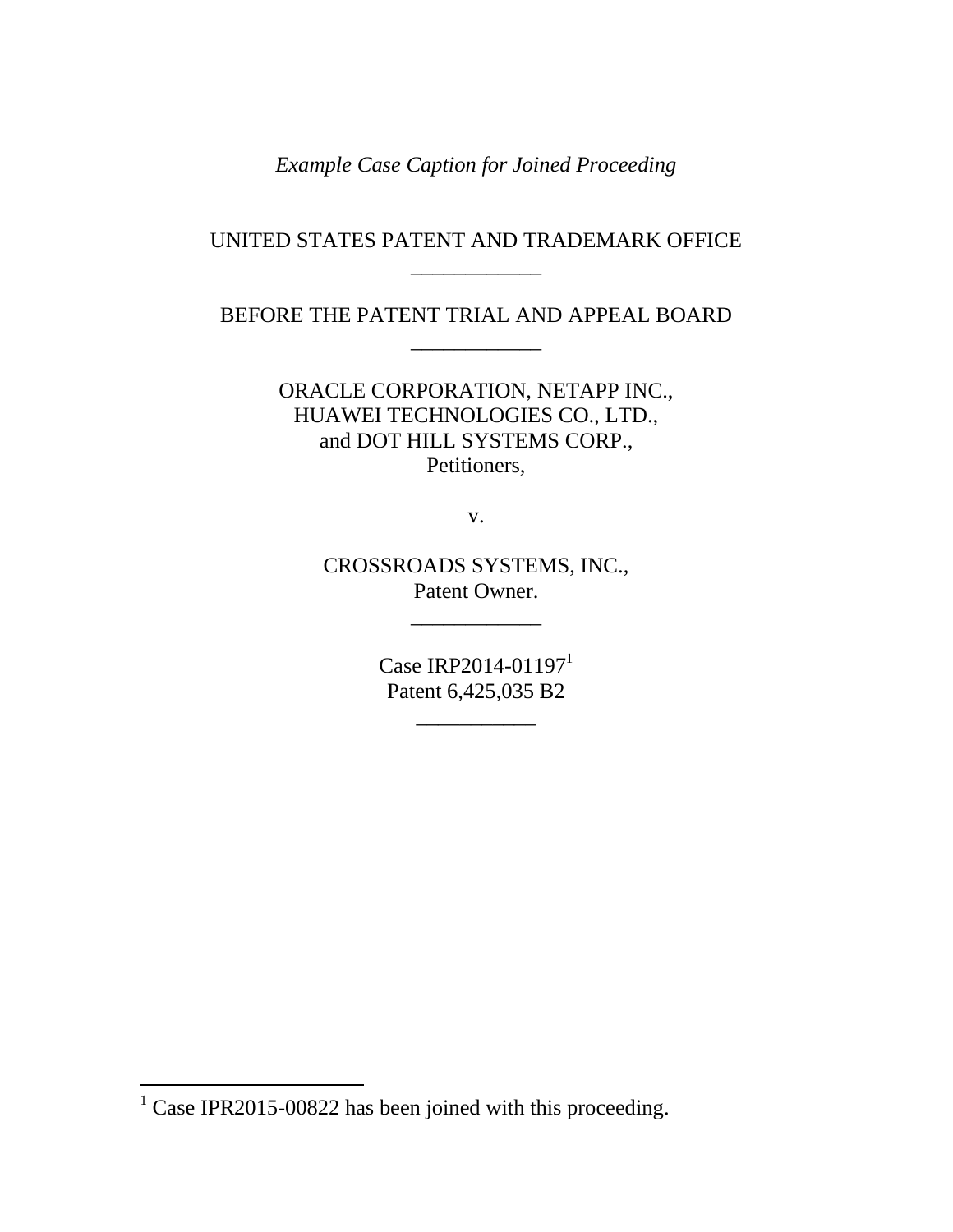*Example Case Caption for Joined Proceeding*

UNITED STATES PATENT AND TRADEMARK OFFICE

___________

BEFORE THE PATENT TRIAL AND APPEAL BOARD

___________

ORACLE CORPORATION, NETAPP INC.,
HUAWEI TECHNOLOGIES CO., LTD.,
and DOT HILL SYSTEMS CORP.,
Petitioners,

v.

CROSSROADS SYSTEMS, INC.,
Patent Owner.

___________

Case IRP2014-01197[1]
Patent 6,425,035 B2

___________

[1] Case IPR2015-00822 has been joined with this proceeding.